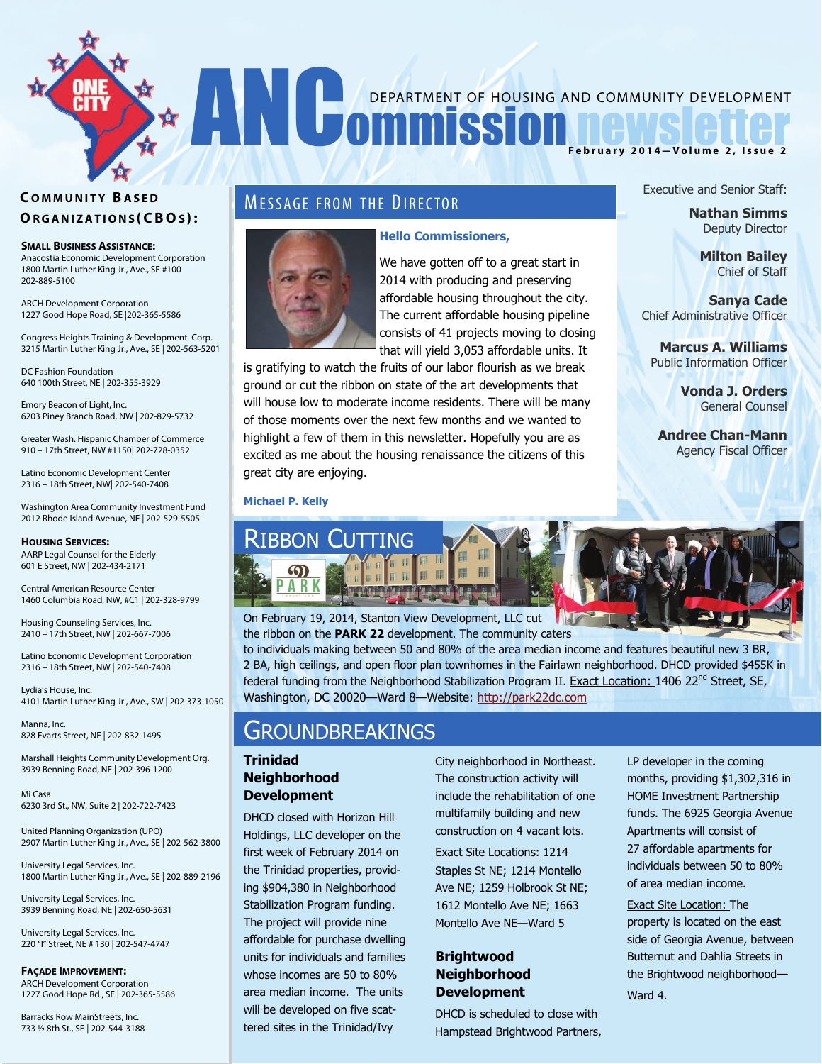# ANCommission newsletter

DEPARTMENT OF HOUSING AND COMMUNITY DEVELOPMENT

February 2014—Volume 2, Issue 2

## Message from the Director

**Hello Commissioners,**

We have gotten off to a great start in 2014 with producing and preserving affordable housing throughout the city. The current affordable housing pipeline consists of 41 projects moving to closing that will yield 3,053 affordable units. It is gratifying to watch the fruits of our labor flourish as we break ground or cut the ribbon on state of the art developments that will house low to moderate income residents. There will be many of those moments over the next few months and we wanted to highlight a few of them in this newsletter. Hopefully you are as excited as me about the housing renaissance the citizens of this great city are enjoying.

**Michael P. Kelly**

Executive and Senior Staff:

**Nathan Simms**
Deputy Director

**Milton Bailey**
Chief of Staff

**Sanya Cade**
Chief Administrative Officer

**Marcus A. Williams**
Public Information Officer

**Vonda J. Orders**
General Counsel

**Andree Chan-Mann**
Agency Fiscal Officer

## Ribbon Cutting

On February 19, 2014, Stanton View Development, LLC cut the ribbon on the **PARK 22** development. The community caters to individuals making between 50 and 80% of the area median income and features beautiful new 3 BR, 2 BA, high ceilings, and open floor plan townhomes in the Fairlawn neighborhood. DHCD provided $455K in federal funding from the Neighborhood Stabilization Program II. Exact Location: 1406 22nd Street, SE, Washington, DC 20020—Ward 8—Website: http://park22dc.com

## Groundbreakings

### Trinidad Neighborhood Development

DHCD closed with Horizon Hill Holdings, LLC developer on the first week of February 2014 on the Trinidad properties, providing $904,380 in Neighborhood Stabilization Program funding. The project will provide nine affordable for purchase dwelling units for individuals and families whose incomes are 50 to 80% area median income. The units will be developed on five scattered sites in the Trinidad/Ivy City neighborhood in Northeast. The construction activity will include the rehabilitation of one multifamily building and new construction on 4 vacant lots.

Exact Site Locations: 1214 Staples St NE; 1214 Montello Ave NE; 1259 Holbrook St NE; 1612 Montello Ave NE; 1663 Montello Ave NE—Ward 5

### Brightwood Neighborhood Development

DHCD is scheduled to close with Hampstead Brightwood Partners, LP developer in the coming months, providing $1,302,316 in HOME Investment Partnership funds. The 6925 Georgia Avenue Apartments will consist of 27 affordable apartments for individuals between 50 to 80% of area median income.

Exact Site Location: The property is located on the east side of Georgia Avenue, between Butternut and Dahlia Streets in the Brightwood neighborhood—Ward 4.

## Community Based Organizations (CBOs):

**Small Business Assistance:**

Anacostia Economic Development Corporation
1800 Martin Luther King Jr., Ave., SE #100
202-889-5100

ARCH Development Corporation
1227 Good Hope Road, SE |202-365-5586

Congress Heights Training & Development Corp.
3215 Martin Luther King Jr., Ave., SE | 202-563-5201

DC Fashion Foundation
640 100th Street, NE | 202-355-3929

Emory Beacon of Light, Inc.
6203 Piney Branch Road, NW | 202-829-5732

Greater Wash. Hispanic Chamber of Commerce
910 – 17th Street, NW #1150| 202-728-0352

Latino Economic Development Center
2316 – 18th Street, NW| 202-540-7408

Washington Area Community Investment Fund
2012 Rhode Island Avenue, NE | 202-529-5505

**Housing Services:**

AARP Legal Counsel for the Elderly
601 E Street, NW | 202-434-2171

Central American Resource Center
1460 Columbia Road, NW, #C1 | 202-328-9799

Housing Counseling Services, Inc.
2410 – 17th Street, NW | 202-667-7006

Latino Economic Development Corporation
2316 – 18th Street, NW | 202-540-7408

Lydia's House, Inc.
4101 Martin Luther King Jr., Ave., SW | 202-373-1050

Manna, Inc.
828 Evarts Street, NE | 202-832-1495

Marshall Heights Community Development Org.
3939 Benning Road, NE | 202-396-1200

Mi Casa
6230 3rd St., NW, Suite 2 | 202-722-7423

United Planning Organization (UPO)
2907 Martin Luther King Jr., Ave., SE | 202-562-3800

University Legal Services, Inc.
1800 Martin Luther King Jr., Ave., SE | 202-889-2196

University Legal Services, Inc.
3939 Benning Road, NE | 202-650-5631

University Legal Services, Inc.
220 "I" Street, NE # 130 | 202-547-4747

**Façade Improvement:**

ARCH Development Corporation
1227 Good Hope Rd., SE | 202-365-5586

Barracks Row MainStreets, Inc.
733 ½ 8th St., SE | 202-544-3188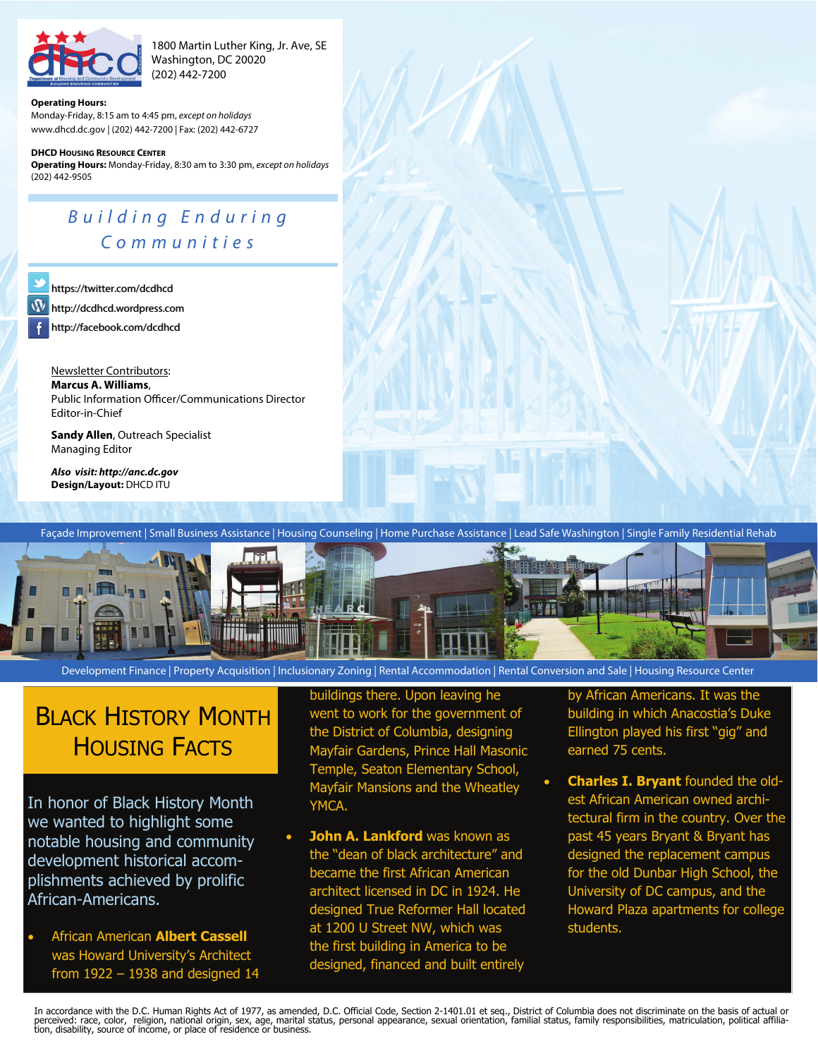1800 Martin Luther King, Jr. Ave, SE
Washington, DC 20020
(202) 442-7200

**Operating Hours:**
Monday-Friday, 8:15 am to 4:45 pm, *except on holidays*
www.dhcd.dc.gov | (202) 442-7200 | Fax: (202) 442-6727

**DHCD Housing Resource Center**
**Operating Hours:** Monday-Friday, 8:30 am to 3:30 pm, *except on holidays*
(202) 442-9505

*Building Enduring Communities*

https://twitter.com/dcdhcd
http://dcdhcd.wordpress.com
http://facebook.com/dcdhcd

Newsletter Contributors:
**Marcus A. Williams**,
Public Information Officer/Communications Director
Editor-in-Chief

**Sandy Allen**, Outreach Specialist
Managing Editor

***Also visit: http://anc.dc.gov***
**Design/Layout:** DHCD ITU

Façade Improvement | Small Business Assistance | Housing Counseling | Home Purchase Assistance | Lead Safe Washington | Single Family Residential Rehab

Development Finance | Property Acquisition | Inclusionary Zoning | Rental Accommodation | Rental Conversion and Sale | Housing Resource Center

## Black History Month Housing Facts

In honor of Black History Month we wanted to highlight some notable housing and community development historical accomplishments achieved by prolific African-Americans.

- African American **Albert Cassell** was Howard University's Architect from 1922 – 1938 and designed 14 buildings there. Upon leaving he went to work for the government of the District of Columbia, designing Mayfair Gardens, Prince Hall Masonic Temple, Seaton Elementary School, Mayfair Mansions and the Wheatley YMCA.
- **John A. Lankford** was known as the "dean of black architecture" and became the first African American architect licensed in DC in 1924. He designed True Reformer Hall located at 1200 U Street NW, which was the first building in America to be designed, financed and built entirely by African Americans. It was the building in which Anacostia's Duke Ellington played his first "gig" and earned 75 cents.
- **Charles I. Bryant** founded the oldest African American owned architectural firm in the country. Over the past 45 years Bryant & Bryant has designed the replacement campus for the old Dunbar High School, the University of DC campus, and the Howard Plaza apartments for college students.

In accordance with the D.C. Human Rights Act of 1977, as amended, D.C. Official Code, Section 2-1401.01 et seq., District of Columbia does not discriminate on the basis of actual or perceived: race, color, religion, national origin, sex, age, marital status, personal appearance, sexual orientation, familial status, family responsibilities, matriculation, political affiliation, disability, source of income, or place of residence or business.